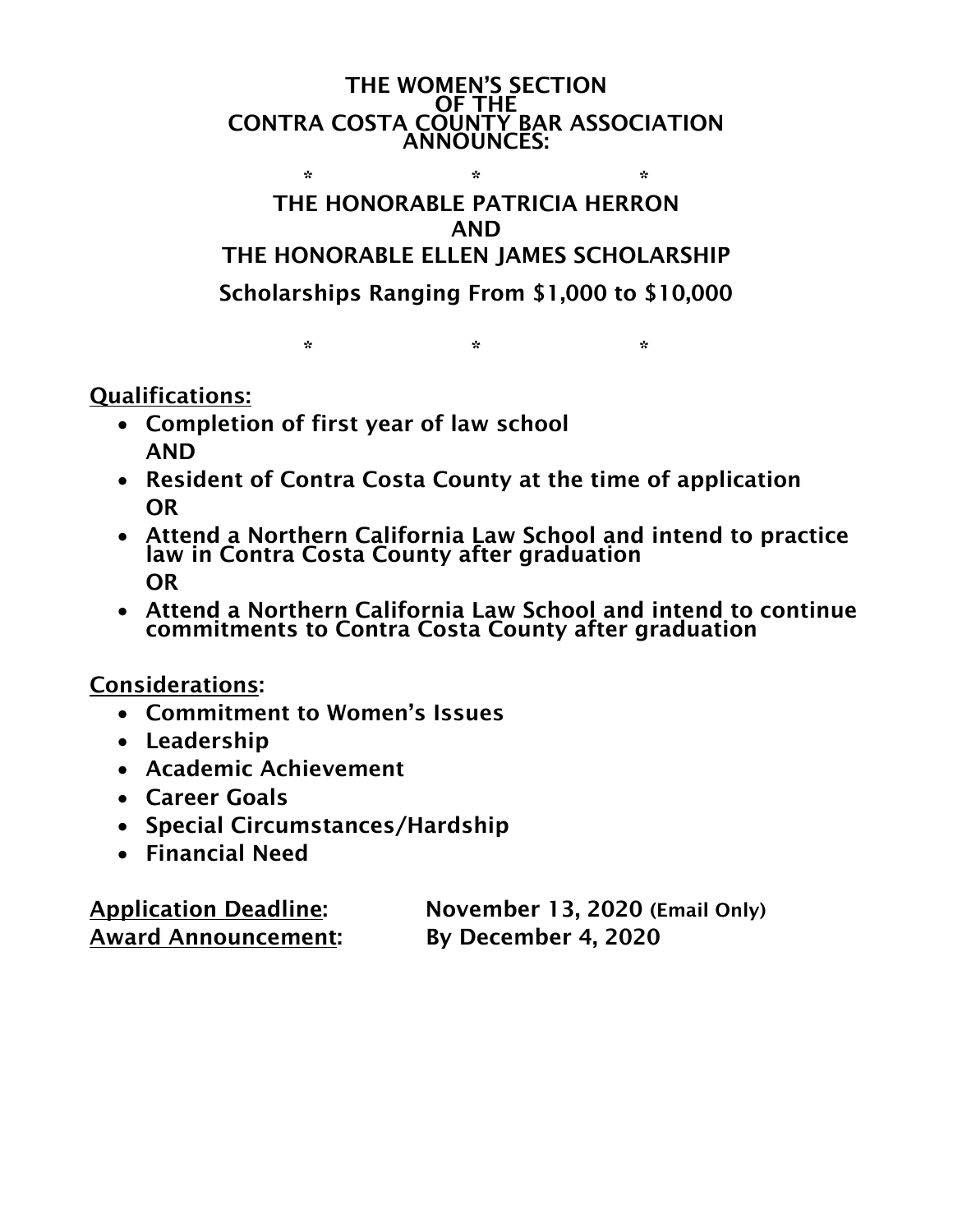# THE WOMEN'S SECTION OF THE CONTRA COSTA COUNTY BAR ASSOCIATION ANNOUNCES:

\* \* \*

## THE HONORABLE PATRICIA HERRON AND THE HONORABLE ELLEN JAMES SCHOLARSHIP

### Scholarships Ranging From $1,000 to $10,000

\* \* \*

**<u>Qualifications:</u>**

- **Completion of first year of law school**
  **AND**
- **Resident of Contra Costa County at the time of application**
  **OR**
- **Attend a Northern California Law School and intend to practice law in Contra Costa County after graduation**
  **OR**
- **Attend a Northern California Law School and intend to continue commitments to Contra Costa County after graduation**

**<u>Considerations</u>:**

- **Commitment to Women's Issues**
- **Leadership**
- **Academic Achievement**
- **Career Goals**
- **Special Circumstances/Hardship**
- **Financial Need**

**<u>Application Deadline</u>:** **November 13, 2020 (Email Only)**
**<u>Award Announcement</u>:** **By December 4, 2020**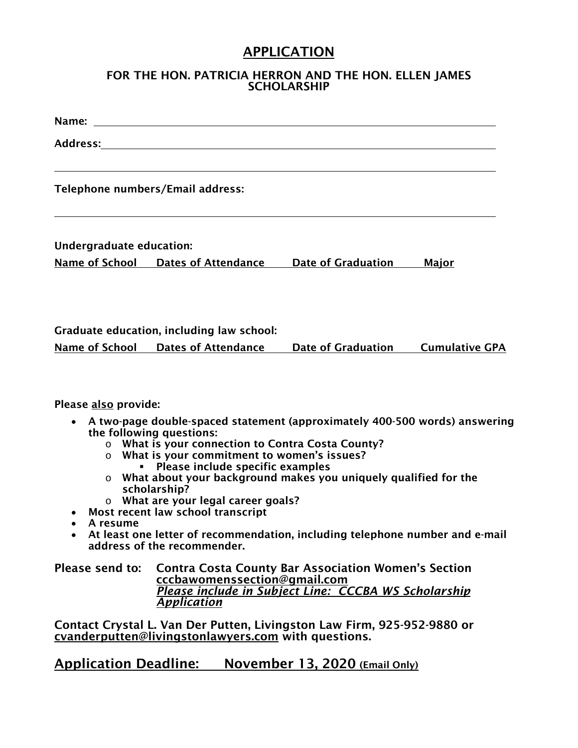# APPLICATION

### FOR THE HON. PATRICIA HERRON AND THE HON. ELLEN JAMES SCHOLARSHIP

**Name:** \_\_\_\_\_\_\_\_\_\_\_\_\_\_\_\_\_\_\_\_\_\_\_\_\_\_\_\_\_\_\_\_\_\_\_\_\_\_\_\_\_\_\_\_\_\_\_\_\_\_

**Address:** \_\_\_\_\_\_\_\_\_\_\_\_\_\_\_\_\_\_\_\_\_\_\_\_\_\_\_\_\_\_\_\_\_\_\_\_\_\_\_\_\_\_\_\_\_\_\_\_\_\_

\_\_\_\_\_\_\_\_\_\_\_\_\_\_\_\_\_\_\_\_\_\_\_\_\_\_\_\_\_\_\_\_\_\_\_\_\_\_\_\_\_\_\_\_\_\_\_\_\_\_\_\_\_\_\_\_\_\_

**Telephone numbers/Email address:**

\_\_\_\_\_\_\_\_\_\_\_\_\_\_\_\_\_\_\_\_\_\_\_\_\_\_\_\_\_\_\_\_\_\_\_\_\_\_\_\_\_\_\_\_\_\_\_\_\_\_\_\_\_\_\_\_\_\_

**Undergraduate education:**

| Name of School | Dates of Attendance | Date of Graduation | Major |
|---|---|---|---|
| | | | |

**Graduate education, including law school:**

| Name of School | Dates of Attendance | Date of Graduation | Cumulative GPA |
|---|---|---|---|
| | | | |

**Please also provide:**

- **A two-page double-spaced statement (approximately 400-500 words) answering the following questions:**
  - **What is your connection to Contra Costa County?**
  - **What is your commitment to women's issues?**
    - **Please include specific examples**
  - **What about your background makes you uniquely qualified for the scholarship?**
  - **What are your legal career goals?**
- **Most recent law school transcript**
- **A resume**
- **At least one letter of recommendation, including telephone number and e-mail address of the recommender.**

**Please send to:** **Contra Costa County Bar Association Women's Section**
**cccbawomenssection@gmail.com**
***Please include in Subject Line: CCCBA WS Scholarship Application***

**Contact Crystal L. Van Der Putten, Livingston Law Firm, 925-952-9880 or cvanderputten@livingstonlawyers.com with questions.**

## Application Deadline: November 13, 2020 (Email Only)